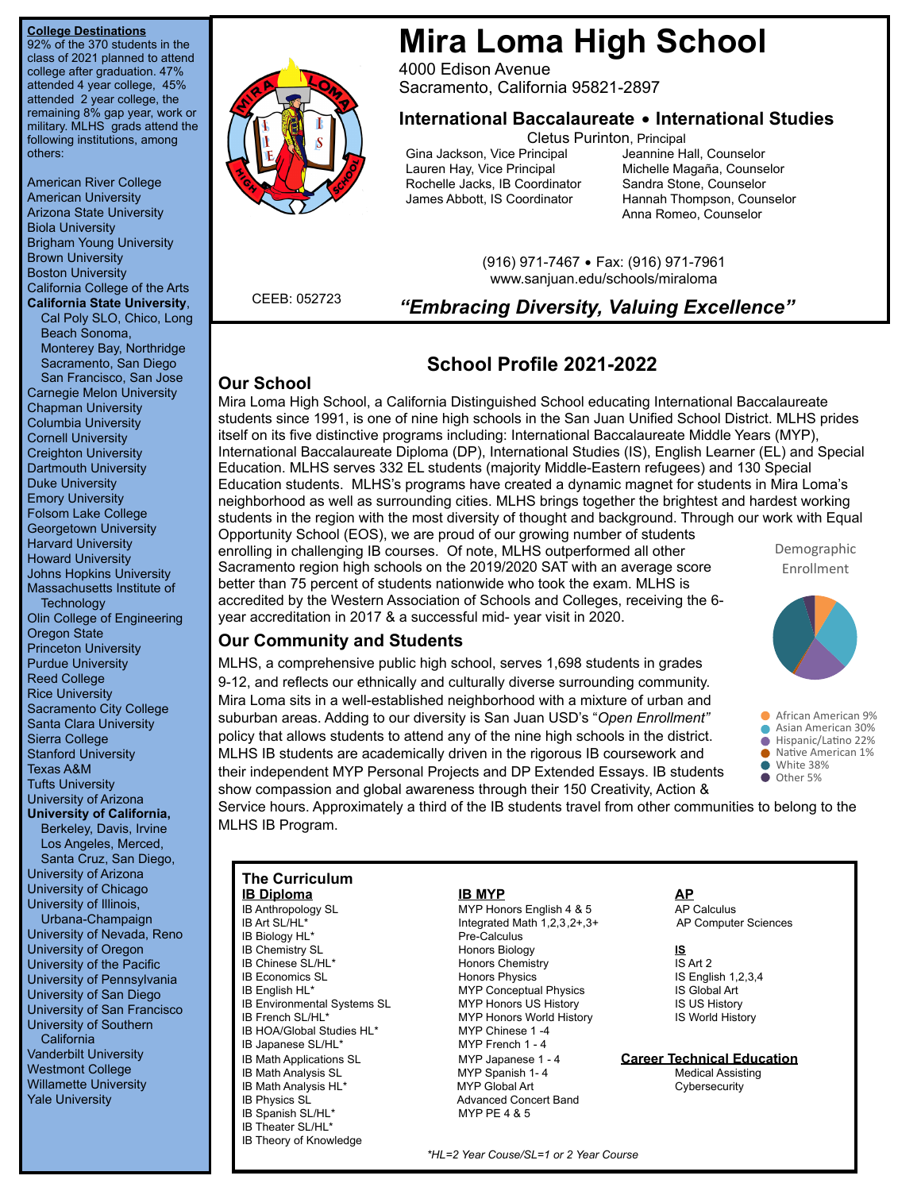# Mira Loma High School

4000 Edison Avenue
Sacramento, California 95821-2897

## International Baccalaureate • International Studies

Cletus Purinton, Principal

Gina Jackson, Vice Principal
Lauren Hay, Vice Principal
Rochelle Jacks, IB Coordinator
James Abbott, IS Coordinator

Jeannine Hall, Counselor
Michelle Magaña, Counselor
Sandra Stone, Counselor
Hannah Thompson, Counselor
Anna Romeo, Counselor

(916) 971-7467 • Fax: (916) 971-7961
www.sanjuan.edu/schools/miraloma

CEEB: 052723

***"Embracing Diversity, Valuing Excellence"***

## School Profile 2021-2022

### Our School

Mira Loma High School, a California Distinguished School educating International Baccalaureate students since 1991, is one of nine high schools in the San Juan Unified School District. MLHS prides itself on its five distinctive programs including: International Baccalaureate Middle Years (MYP), International Baccalaureate Diploma (DP), International Studies (IS), English Learner (EL) and Special Education. MLHS serves 332 EL students (majority Middle-Eastern refugees) and 130 Special Education students. MLHS's programs have created a dynamic magnet for students in Mira Loma's neighborhood as well as surrounding cities. MLHS brings together the brightest and hardest working students in the region with the most diversity of thought and background. Through our work with Equal Opportunity School (EOS), we are proud of our growing number of students enrolling in challenging IB courses. Of note, MLHS outperformed all other Sacramento region high schools on the 2019/2020 SAT with an average score better than 75 percent of students nationwide who took the exam. MLHS is accredited by the Western Association of Schools and Colleges, receiving the 6-year accreditation in 2017 & a successful mid- year visit in 2020.

### Our Community and Students

MLHS, a comprehensive public high school, serves 1,698 students in grades 9-12, and reflects our ethnically and culturally diverse surrounding community. Mira Loma sits in a well-established neighborhood with a mixture of urban and suburban areas. Adding to our diversity is San Juan USD's "*Open Enrollment"* policy that allows students to attend any of the nine high schools in the district. MLHS IB students are academically driven in the rigorous IB coursework and their independent MYP Personal Projects and DP Extended Essays. IB students show compassion and global awareness through their 150 Creativity, Action & Service hours. Approximately a third of the IB students travel from other communities to belong to the MLHS IB Program.

Demographic Enrollment

- African American 9%
- Asian American 30%
- Hispanic/Latino 22%
- Native American 1%
- White 38%
- Other 5%

### College Destinations

92% of the 370 students in the class of 2021 planned to attend college after graduation. 47% attended 4 year college, 45% attended 2 year college, the remaining 8% gap year, work or military. MLHS grads attend the following institutions, among others:

American River College
American University
Arizona State University
Biola University
Brigham Young University
Brown University
Boston University
California College of the Arts
**California State University**, Cal Poly SLO, Chico, Long Beach Sonoma, Monterey Bay, Northridge Sacramento, San Diego San Francisco, San Jose
Carnegie Melon University
Chapman University
Columbia University
Cornell University
Creighton University
Dartmouth University
Duke University
Emory University
Folsom Lake College
Georgetown University
Harvard University
Howard University
Johns Hopkins University
Massachusetts Institute of Technology
Olin College of Engineering
Oregon State
Princeton University
Purdue University
Reed College
Rice University
Sacramento City College
Santa Clara University
Sierra College
Stanford University
Texas A&M
Tufts University
University of Arizona
**University of California,** Berkeley, Davis, Irvine Los Angeles, Merced, Santa Cruz, San Diego,
University of Arizona
University of Chicago
University of Illinois, Urbana-Champaign
University of Nevada, Reno
University of Oregon
University of the Pacific
University of Pennsylvania
University of San Diego
University of San Francisco
University of Southern California
Vanderbilt University
Westmont College
Willamette University
Yale University

### The Curriculum

**IB Diploma**

IB Anthropology SL
IB Art SL/HL*
IB Biology HL*
IB Chemistry SL
IB Chinese SL/HL*
IB Economics SL
IB English HL*
IB Environmental Systems SL
IB French SL/HL*
IB HOA/Global Studies HL*
IB Japanese SL/HL*
IB Math Applications SL
IB Math Analysis SL
IB Math Analysis HL*
IB Physics SL
IB Spanish SL/HL*
IB Theater SL/HL*
IB Theory of Knowledge

**IB MYP**

MYP Honors English 4 & 5
Integrated Math 1,2,3,2+,3+
Pre-Calculus
Honors Biology
Honors Chemistry
Honors Physics
MYP Conceptual Physics
MYP Honors US History
MYP Honors World History
MYP Chinese 1 -4
MYP French 1 - 4
MYP Japanese 1 - 4
MYP Spanish 1- 4
MYP Global Art
Advanced Concert Band
MYP PE 4 & 5

**AP**

AP Calculus
AP Computer Sciences

**IS**

IS Art 2
IS English 1,2,3,4
IS Global Art
IS US History
IS World History

**Career Technical Education**

Medical Assisting
Cybersecurity

*\*HL=2 Year Couse/SL=1 or 2 Year Course*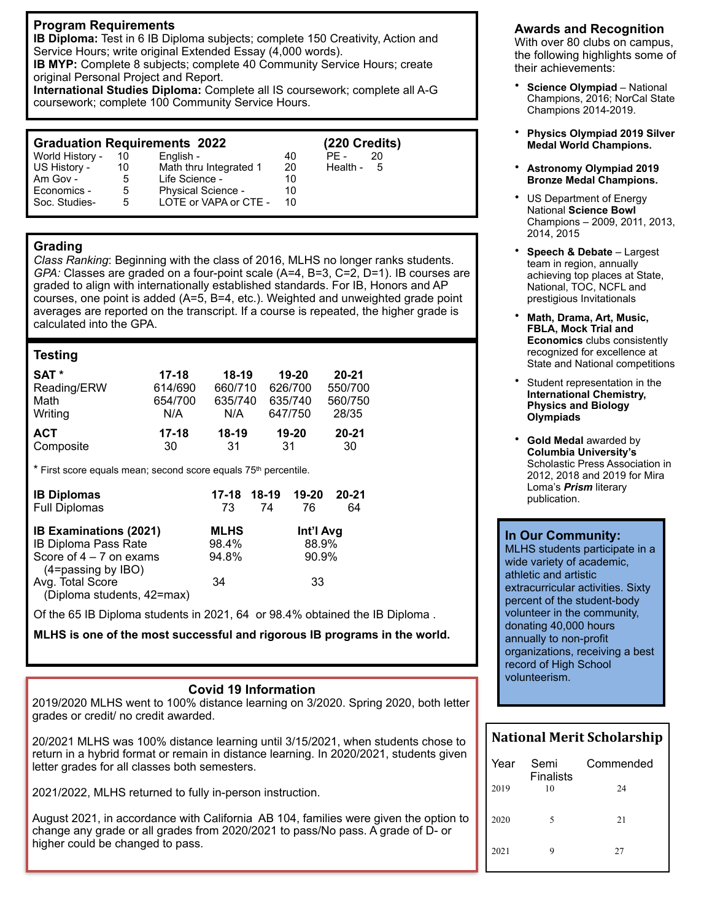## Program Requirements

**IB Diploma:** Test in 6 IB Diploma subjects; complete 150 Creativity, Action and Service Hours; write original Extended Essay (4,000 words).
**IB MYP:** Complete 8 subjects; complete 40 Community Service Hours; create original Personal Project and Report.
**International Studies Diploma:** Complete all IS coursework; complete all A-G coursework; complete 100 Community Service Hours.

## Graduation Requirements 2022 (220 Credits)

| | | | | | |
|---|---|---|---|---|---|
| World History - | 10 | English - | 40 | PE - | 20 |
| US History - | 10 | Math thru Integrated 1 | 20 | Health - | 5 |
| Am Gov - | 5 | Life Science - | 10 | | |
| Economics - | 5 | Physical Science - | 10 | | |
| Soc. Studies- | 5 | LOTE or VAPA or CTE - | 10 | | |

## Grading

*Class Ranking*: Beginning with the class of 2016, MLHS no longer ranks students.
*GPA:* Classes are graded on a four-point scale (A=4, B=3, C=2, D=1). IB courses are graded to align with internationally established standards. For IB, Honors and AP courses, one point is added (A=5, B=4, etc.). Weighted and unweighted grade point averages are reported on the transcript. If a course is repeated, the higher grade is calculated into the GPA.

## Testing

| SAT * | 17-18 | 18-19 | 19-20 | 20-21 |
|---|---|---|---|---|
| Reading/ERW | 614/690 | 660/710 | 626/700 | 550/700 |
| Math | 654/700 | 635/740 | 635/740 | 560/750 |
| Writing | N/A | N/A | 647/750 | 28/35 |

| ACT | 17-18 | 18-19 | 19-20 | 20-21 |
|---|---|---|---|---|
| Composite | 30 | 31 | 31 | 30 |

\* First score equals mean; second score equals 75th percentile.

| IB Diplomas | 17-18 | 18-19 | 19-20 | 20-21 |
|---|---|---|---|---|
| Full Diplomas | 73 | 74 | 76 | 64 |

| IB Examinations (2021) | MLHS | Int'l Avg |
|---|---|---|
| IB Diploma Pass Rate | 98.4% | 88.9% |
| Score of 4 – 7 on exams (4=passing by IBO) | 94.8% | 90.9% |
| Avg. Total Score (Diploma students, 42=max) | 34 | 33 |

Of the 65 IB Diploma students in 2021, 64 or 98.4% obtained the IB Diploma .

**MLHS is one of the most successful and rigorous IB programs in the world.**

## Covid 19 Information

2019/2020 MLHS went to 100% distance learning on 3/2020. Spring 2020, both letter grades or credit/ no credit awarded.

20/2021 MLHS was 100% distance learning until 3/15/2021, when students chose to return in a hybrid format or remain in distance learning. In 2020/2021, students given letter grades for all classes both semesters.

2021/2022, MLHS returned to fully in-person instruction.

August 2021, in accordance with California AB 104, families were given the option to change any grade or all grades from 2020/2021 to pass/No pass. A grade of D- or higher could be changed to pass.

## Awards and Recognition

With over 80 clubs on campus, the following highlights some of their achievements:

- **Science Olympiad** – National Champions, 2016; NorCal State Champions 2014-2019.
- **Physics Olympiad 2019 Silver Medal World Champions.**
- **Astronomy Olympiad 2019 Bronze Medal Champions.**
- US Department of Energy National **Science Bowl** Champions – 2009, 2011, 2013, 2014, 2015
- **Speech & Debate** – Largest team in region, annually achieving top places at State, National, TOC, NCFL and prestigious Invitationals
- **Math, Drama, Art, Music, FBLA, Mock Trial and Economics** clubs consistently recognized for excellence at State and National competitions
- Student representation in the **International Chemistry, Physics and Biology Olympiads**
- **Gold Medal** awarded by **Columbia University's** Scholastic Press Association in 2012, 2018 and 2019 for Mira Loma's ***Prism*** literary publication.

## In Our Community:

MLHS students participate in a wide variety of academic, athletic and artistic extracurricular activities. Sixty percent of the student-body volunteer in the community, donating 40,000 hours annually to non-profit organizations, receiving a best record of High School volunteerism.

## National Merit Scholarship

| Year | Semi Finalists | Commended |
|---|---|---|
| 2019 | 10 | 24 |
| 2020 | 5 | 21 |
| 2021 | 9 | 27 |